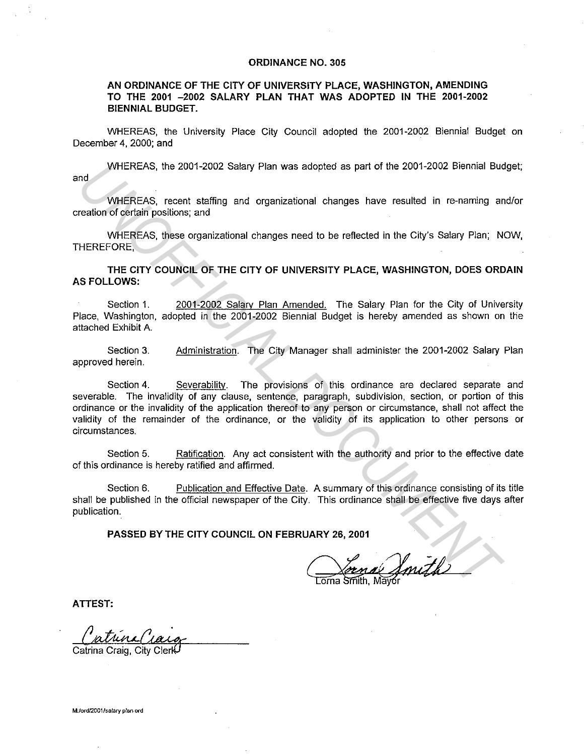# ORDINANCE NO. 305

## AN ORDINANCE OF THE CITY OF UNIVERSITY PLACE, WASHINGTON, AMENDING TO THE 2001 –2002 SALARY PLAN THAT WAS ADOPTED IN THE 2001-2002 BIENNIAL BUDGET.

WHEREAS, the University Place City Council adopted the 2001-2002 Biennial Budget on December 4, 2000; and

WHEREAS, the 2001-2002 Salary Plan was adopted as part of the 2001-2002 Biennial Budget; and

WHEREAS, recent staffing and organizational changes have resulted in re-naming and/or creation of certain positions; and

WHEREAS, these organizational changes need to be reflected in the City's Salary Plan; NOW, THEREFORE,

**THE CITY COUNCIL OF THE CITY OF UNIVERSITY PLACE, WASHINGTON, DOES ORDAIN AS FOLLOWS:**

Section 1. 2001-2002 Salary Plan Amended. The Salary Plan for the City of University Place, Washington, adopted in the 2001-2002 Biennial Budget is hereby amended as shown on the attached Exhibit A.

Section 3. Administration. The City Manager shall administer the 2001-2002 Salary Plan approved herein.

Section 4. Severability. The provisions of this ordinance are declared separate and severable. The invalidity of any clause, sentence, paragraph, subdivision, section, or portion of this ordinance or the invalidity of the application thereof to any person or circumstance, shall not affect the validity of the remainder of the ordinance, or the validity of its application to other persons or circumstances.

Section 5. Ratification. Any act consistent with the authority and prior to the effective date of this ordinance is hereby ratified and affirmed.

Section 6. Publication and Effective Date. A summary of this ordinance consisting of its title shall be published in the official newspaper of the City. This ordinance shall be effective five days after publication.

**PASSED BY THE CITY COUNCIL ON FEBRUARY 26, 2001**

Lorna Smith, Mayor

**ATTEST:**

Catrina Craig, City Clerk

M:/ord/2001/salary plan ord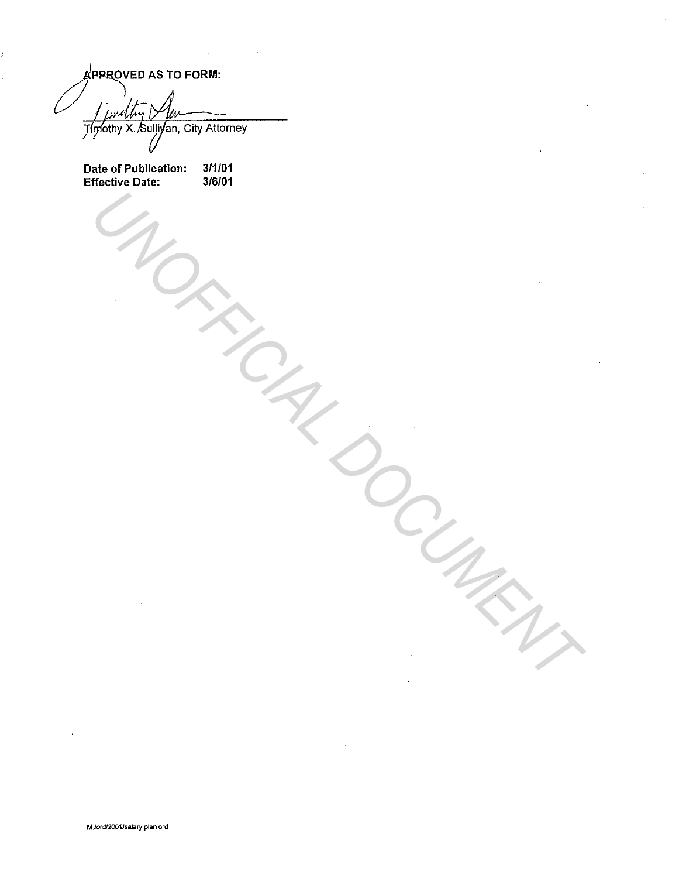**APPROVED AS TO FORM:**

Timothy X. Sullivan, City Attorney

| | |
|---|---|
| **Date of Publication:** | **3/1/01** |
| **Effective Date:** | **3/6/01** |

UNOFFICIAL DOCUMENT

M:/ord/2001/salary plan ord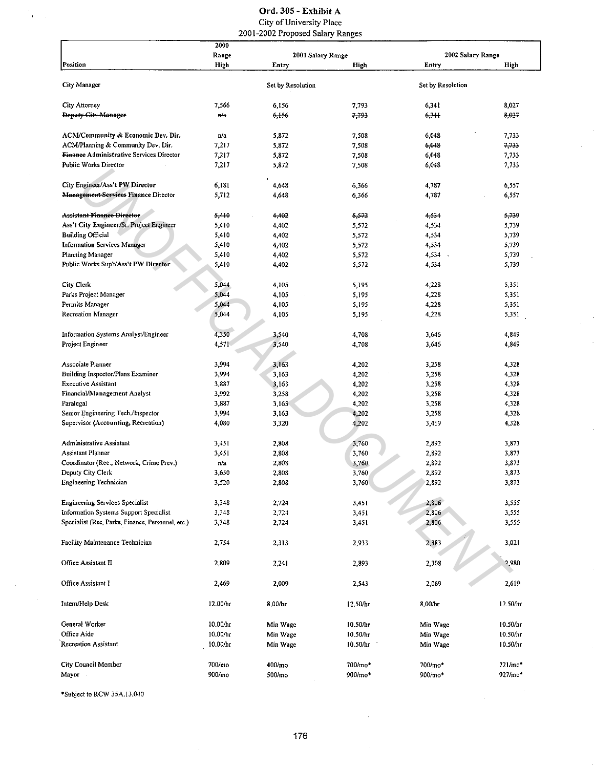**Ord. 305 - Exhibit A**
City of University Place
2001-2002 Proposed Salary Ranges

| Position | 2000 Range High | 2001 Salary Range Entry | 2001 Salary Range High | 2002 Salary Range Entry | 2002 Salary Range High |
|---|---|---|---|---|---|
| City Manager | | Set by Resolution | | Set by Resolution | |
| City Attorney | 7,566 | 6,156 | 7,793 | 6,341 | 8,027 |
| ~~Deputy City Manager~~ | ~~n/a~~ | ~~6,156~~ | ~~7,793~~ | ~~6,341~~ | ~~8,027~~ |
| ACM/Community & Economic Dev. Dir. | n/a | 5,872 | 7,508 | 6,048 | 7,733 |
| ACM/Planning & Community Dev. Dir. | 7,217 | 5,872 | 7,508 | ~~6,048~~ | ~~7,733~~ |
| ~~Finance~~ Administrative Services Director | 7,217 | 5,872 | 7,508 | 6,048 | 7,733 |
| Public Works Director | 7,217 | 5,872 | 7,508 | 6,048 | 7,733 |
| City Engineer/Ass't PW Director | 6,181 | 4,648 | 6,366 | 4,787 | 6,557 |
| ~~Management Services~~ Finance Director | 5,712 | 4,648 | 6,366 | 4,787 | 6,557 |
| ~~Assistant Finance Director~~ | ~~5,410~~ | ~~4,402~~ | ~~5,572~~ | ~~4,534~~ | ~~5,739~~ |
| Ass't City Engineer/Sr. Project Engineer | 5,410 | 4,402 | 5,572 | 4,534 | 5,739 |
| Building Official | 5,410 | 4,402 | 5,572 | 4,534 | 5,739 |
| Information Services Manager | 5,410 | 4,402 | 5,572 | 4,534 | 5,739 |
| Planning Manager | 5,410 | 4,402 | 5,572 | 4,534 | 5,739 |
| Public Works Sup't/Ass't PW Director | 5,410 | 4,402 | 5,572 | 4,534 | 5,739 |
| City Clerk | 5,044 | 4,105 | 5,195 | 4,228 | 5,351 |
| Parks Project Manager | 5,044 | 4,105 | 5,195 | 4,228 | 5,351 |
| Permits Manager | 5,044 | 4,105 | 5,195 | 4,228 | 5,351 |
| Recreation Manager | 5,044 | 4,105 | 5,195 | 4,228 | 5,351 |
| Information Systems Analyst/Engineer | 4,350 | 3,540 | 4,708 | 3,646 | 4,849 |
| Project Engineer | 4,571 | 3,540 | 4,708 | 3,646 | 4,849 |
| Associate Planner | 3,994 | 3,163 | 4,202 | 3,258 | 4,328 |
| Building Inspector/Plans Examiner | 3,994 | 3,163 | 4,202 | 3,258 | 4,328 |
| Executive Assistant | 3,887 | 3,163 | 4,202 | 3,258 | 4,328 |
| Financial/Management Analyst | 3,992 | 3,258 | 4,202 | 3,258 | 4,328 |
| Paralegal | 3,887 | 3,163 | 4,202 | 3,258 | 4,328 |
| Senior Engineering Tech./Inspector | 3,994 | 3,163 | 4,202 | 3,258 | 4,328 |
| Supervisor (Accounting, Recreation) | 4,080 | 3,320 | 4,202 | 3,419 | 4,328 |
| Administrative Assistant | 3,451 | 2,808 | 3,760 | 2,892 | 3,873 |
| Assistant Planner | 3,451 | 2,808 | 3,760 | 2,892 | 3,873 |
| Coordinator (Rec., Network, Crime Prev.) | n/a | 2,808 | 3,760 | 2,892 | 3,873 |
| Deputy City Clerk | 3,650 | 2,808 | 3,760 | 2,892 | 3,873 |
| Engineering Technician | 3,520 | 2,808 | 3,760 | 2,892 | 3,873 |
| Engineering Services Specialist | 3,348 | 2,724 | 3,451 | 2,806 | 3,555 |
| Information Systems Support Specialist | 3,348 | 2,724 | 3,451 | 2,806 | 3,555 |
| Specialist (Rec, Parks, Finance, Personnel, etc.) | 3,348 | 2,724 | 3,451 | 2,806 | 3,555 |
| Facility Maintenance Technician | 2,754 | 2,313 | 2,933 | 2,383 | 3,021 |
| Office Assistant II | 2,809 | 2,241 | 2,893 | 2,308 | 2,980 |
| Office Assistant I | 2,469 | 2,009 | 2,543 | 2,069 | 2,619 |
| Intern/Help Desk | 12.00/hr | 8.00/hr | 12.50/hr | 8.00/hr | 12.50/hr |
| General Worker | 10.00/hr | Min Wage | 10.50/hr | Min Wage | 10.50/hr |
| Office Aide | 10.00/hr | Min Wage | 10.50/hr | Min Wage | 10.50/hr |
| Recreation Assistant | 10.00/hr | Min Wage | 10.50/hr | Min Wage | 10.50/hr |
| City Council Member | 700/mo | 400/mo | 700/mo* | 700/mo* | 721/mo* |
| Mayor | 900/mo | 500/mo | 900/mo* | 900/mo* | 927/mo* |

*Subject to RCW 35A.13.040